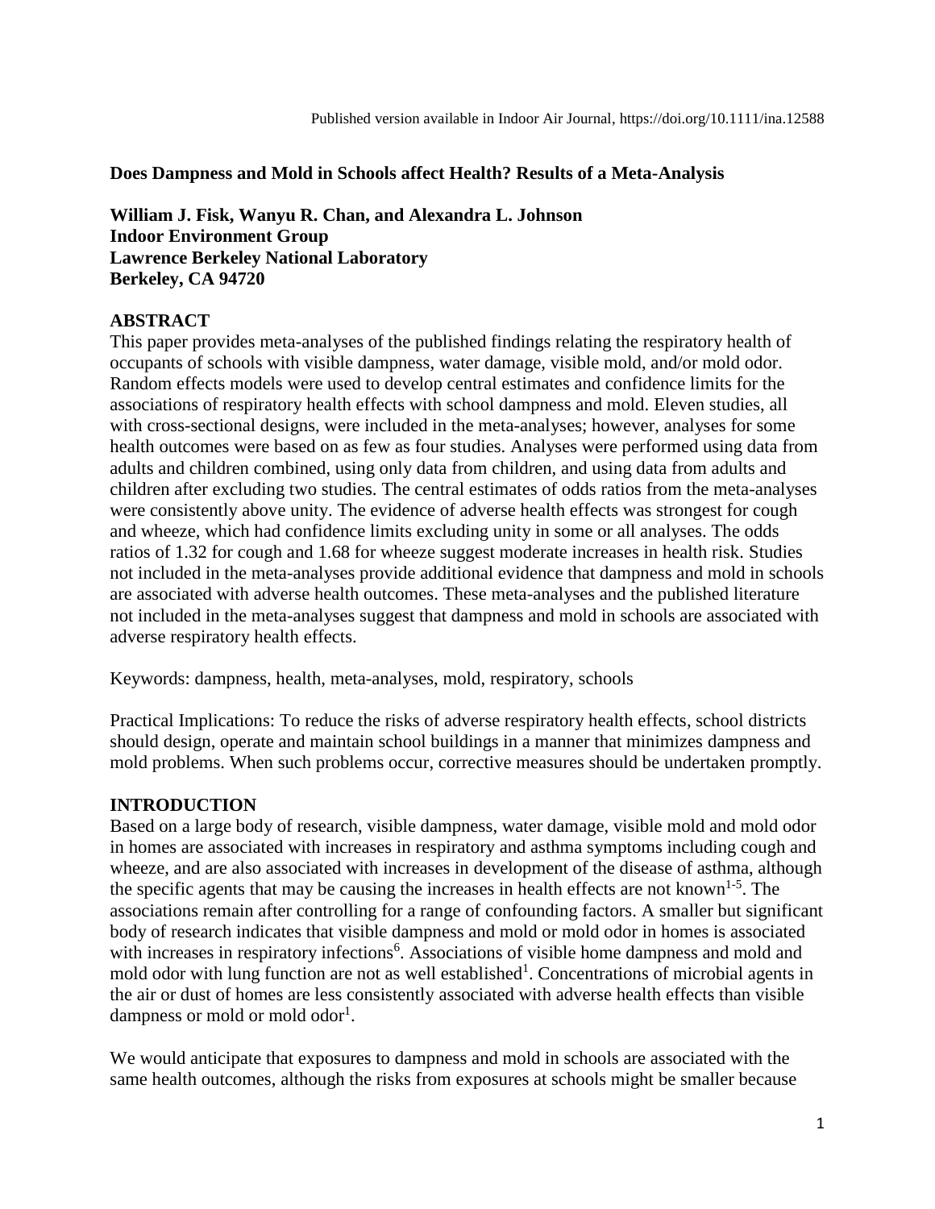Published version available in Indoor Air Journal, https://doi.org/10.1111/ina.12588

# Does Dampness and Mold in Schools affect Health? Results of a Meta-Analysis

**William J. Fisk, Wanyu R. Chan, and Alexandra L. Johnson**
**Indoor Environment Group**
**Lawrence Berkeley National Laboratory**
**Berkeley, CA 94720**

## ABSTRACT

This paper provides meta-analyses of the published findings relating the respiratory health of occupants of schools with visible dampness, water damage, visible mold, and/or mold odor. Random effects models were used to develop central estimates and confidence limits for the associations of respiratory health effects with school dampness and mold. Eleven studies, all with cross-sectional designs, were included in the meta-analyses; however, analyses for some health outcomes were based on as few as four studies. Analyses were performed using data from adults and children combined, using only data from children, and using data from adults and children after excluding two studies. The central estimates of odds ratios from the meta-analyses were consistently above unity. The evidence of adverse health effects was strongest for cough and wheeze, which had confidence limits excluding unity in some or all analyses. The odds ratios of 1.32 for cough and 1.68 for wheeze suggest moderate increases in health risk. Studies not included in the meta-analyses provide additional evidence that dampness and mold in schools are associated with adverse health outcomes. These meta-analyses and the published literature not included in the meta-analyses suggest that dampness and mold in schools are associated with adverse respiratory health effects.

Keywords: dampness, health, meta-analyses, mold, respiratory, schools

Practical Implications: To reduce the risks of adverse respiratory health effects, school districts should design, operate and maintain school buildings in a manner that minimizes dampness and mold problems. When such problems occur, corrective measures should be undertaken promptly.

## INTRODUCTION

Based on a large body of research, visible dampness, water damage, visible mold and mold odor in homes are associated with increases in respiratory and asthma symptoms including cough and wheeze, and are also associated with increases in development of the disease of asthma, although the specific agents that may be causing the increases in health effects are not known[1-5]. The associations remain after controlling for a range of confounding factors. A smaller but significant body of research indicates that visible dampness and mold or mold odor in homes is associated with increases in respiratory infections[6]. Associations of visible home dampness and mold and mold odor with lung function are not as well established[1]. Concentrations of microbial agents in the air or dust of homes are less consistently associated with adverse health effects than visible dampness or mold or mold odor[1].

We would anticipate that exposures to dampness and mold in schools are associated with the same health outcomes, although the risks from exposures at schools might be smaller because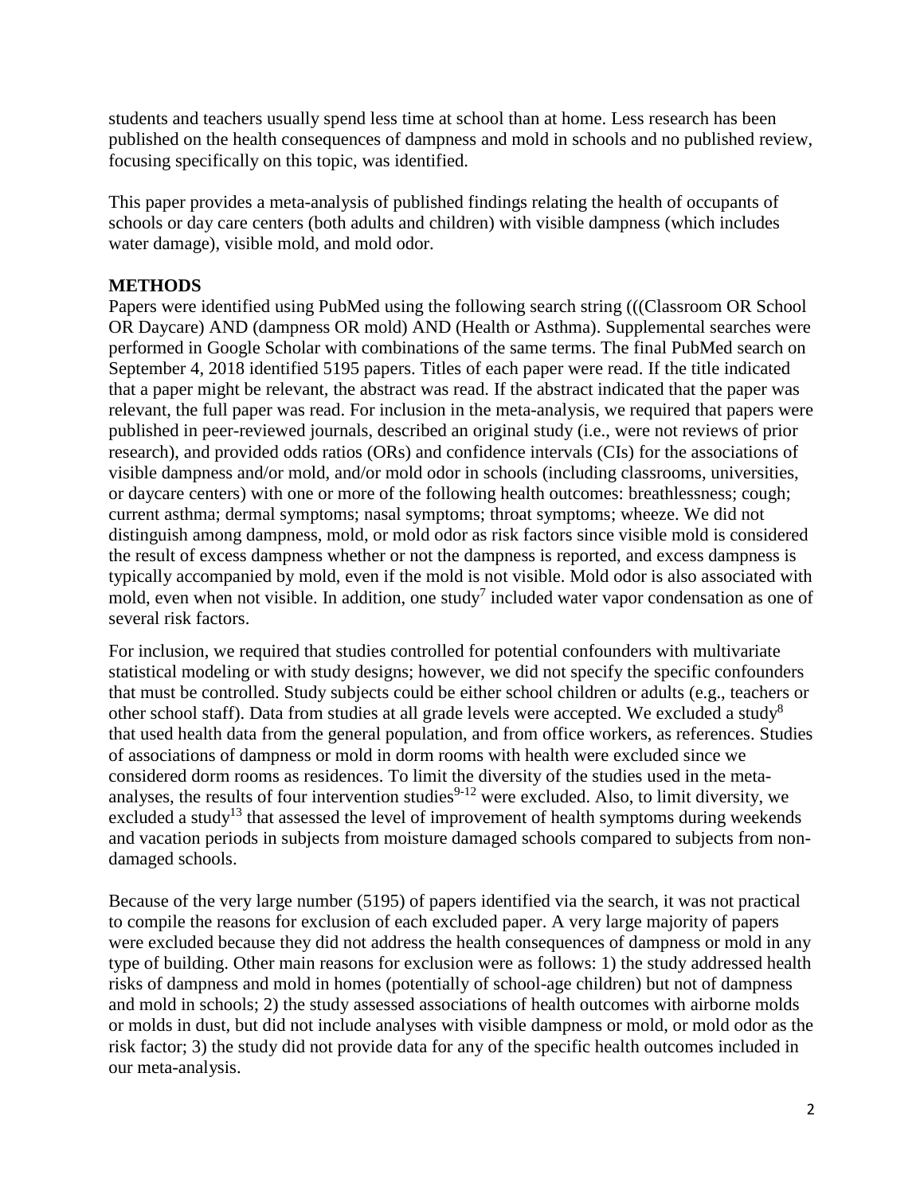students and teachers usually spend less time at school than at home. Less research has been published on the health consequences of dampness and mold in schools and no published review, focusing specifically on this topic, was identified.

This paper provides a meta-analysis of published findings relating the health of occupants of schools or day care centers (both adults and children) with visible dampness (which includes water damage), visible mold, and mold odor.

## METHODS

Papers were identified using PubMed using the following search string (((Classroom OR School OR Daycare) AND (dampness OR mold) AND (Health or Asthma). Supplemental searches were performed in Google Scholar with combinations of the same terms. The final PubMed search on September 4, 2018 identified 5195 papers. Titles of each paper were read. If the title indicated that a paper might be relevant, the abstract was read. If the abstract indicated that the paper was relevant, the full paper was read. For inclusion in the meta-analysis, we required that papers were published in peer-reviewed journals, described an original study (i.e., were not reviews of prior research), and provided odds ratios (ORs) and confidence intervals (CIs) for the associations of visible dampness and/or mold, and/or mold odor in schools (including classrooms, universities, or daycare centers) with one or more of the following health outcomes: breathlessness; cough; current asthma; dermal symptoms; nasal symptoms; throat symptoms; wheeze. We did not distinguish among dampness, mold, or mold odor as risk factors since visible mold is considered the result of excess dampness whether or not the dampness is reported, and excess dampness is typically accompanied by mold, even if the mold is not visible. Mold odor is also associated with mold, even when not visible. In addition, one study[7] included water vapor condensation as one of several risk factors.

For inclusion, we required that studies controlled for potential confounders with multivariate statistical modeling or with study designs; however, we did not specify the specific confounders that must be controlled. Study subjects could be either school children or adults (e.g., teachers or other school staff). Data from studies at all grade levels were accepted. We excluded a study[8] that used health data from the general population, and from office workers, as references. Studies of associations of dampness or mold in dorm rooms with health were excluded since we considered dorm rooms as residences. To limit the diversity of the studies used in the meta-analyses, the results of four intervention studies[9-12] were excluded. Also, to limit diversity, we excluded a study[13] that assessed the level of improvement of health symptoms during weekends and vacation periods in subjects from moisture damaged schools compared to subjects from non-damaged schools.

Because of the very large number (5195) of papers identified via the search, it was not practical to compile the reasons for exclusion of each excluded paper. A very large majority of papers were excluded because they did not address the health consequences of dampness or mold in any type of building. Other main reasons for exclusion were as follows: 1) the study addressed health risks of dampness and mold in homes (potentially of school-age children) but not of dampness and mold in schools; 2) the study assessed associations of health outcomes with airborne molds or molds in dust, but did not include analyses with visible dampness or mold, or mold odor as the risk factor; 3) the study did not provide data for any of the specific health outcomes included in our meta-analysis.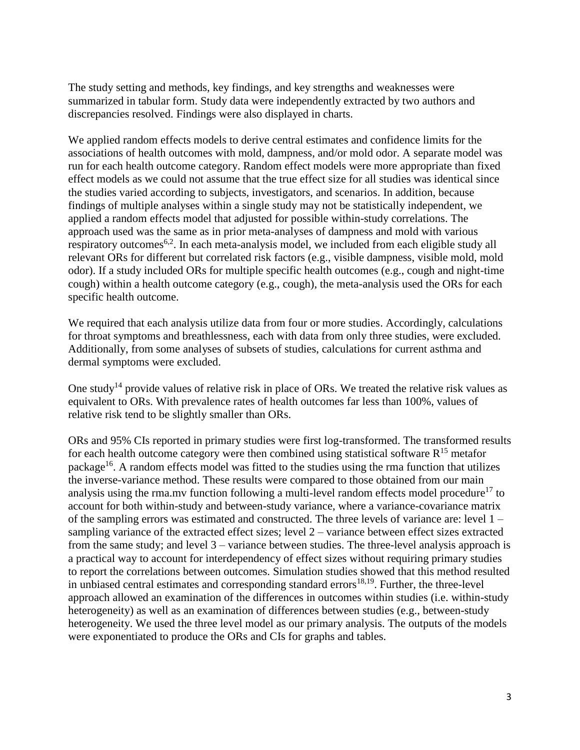The study setting and methods, key findings, and key strengths and weaknesses were summarized in tabular form. Study data were independently extracted by two authors and discrepancies resolved. Findings were also displayed in charts.

We applied random effects models to derive central estimates and confidence limits for the associations of health outcomes with mold, dampness, and/or mold odor. A separate model was run for each health outcome category. Random effect models were more appropriate than fixed effect models as we could not assume that the true effect size for all studies was identical since the studies varied according to subjects, investigators, and scenarios. In addition, because findings of multiple analyses within a single study may not be statistically independent, we applied a random effects model that adjusted for possible within-study correlations. The approach used was the same as in prior meta-analyses of dampness and mold with various respiratory outcomes[6,2]. In each meta-analysis model, we included from each eligible study all relevant ORs for different but correlated risk factors (e.g., visible dampness, visible mold, mold odor). If a study included ORs for multiple specific health outcomes (e.g., cough and night-time cough) within a health outcome category (e.g., cough), the meta-analysis used the ORs for each specific health outcome.

We required that each analysis utilize data from four or more studies. Accordingly, calculations for throat symptoms and breathlessness, each with data from only three studies, were excluded. Additionally, from some analyses of subsets of studies, calculations for current asthma and dermal symptoms were excluded.

One study[14] provide values of relative risk in place of ORs. We treated the relative risk values as equivalent to ORs. With prevalence rates of health outcomes far less than 100%, values of relative risk tend to be slightly smaller than ORs.

ORs and 95% CIs reported in primary studies were first log-transformed. The transformed results for each health outcome category were then combined using statistical software R[15] metafor package[16]. A random effects model was fitted to the studies using the rma function that utilizes the inverse-variance method. These results were compared to those obtained from our main analysis using the rma.mv function following a multi-level random effects model procedure[17] to account for both within-study and between-study variance, where a variance-covariance matrix of the sampling errors was estimated and constructed. The three levels of variance are: level 1 – sampling variance of the extracted effect sizes; level 2 – variance between effect sizes extracted from the same study; and level 3 – variance between studies. The three-level analysis approach is a practical way to account for interdependency of effect sizes without requiring primary studies to report the correlations between outcomes. Simulation studies showed that this method resulted in unbiased central estimates and corresponding standard errors[18,19]. Further, the three-level approach allowed an examination of the differences in outcomes within studies (i.e. within-study heterogeneity) as well as an examination of differences between studies (e.g., between-study heterogeneity. We used the three level model as our primary analysis. The outputs of the models were exponentiated to produce the ORs and CIs for graphs and tables.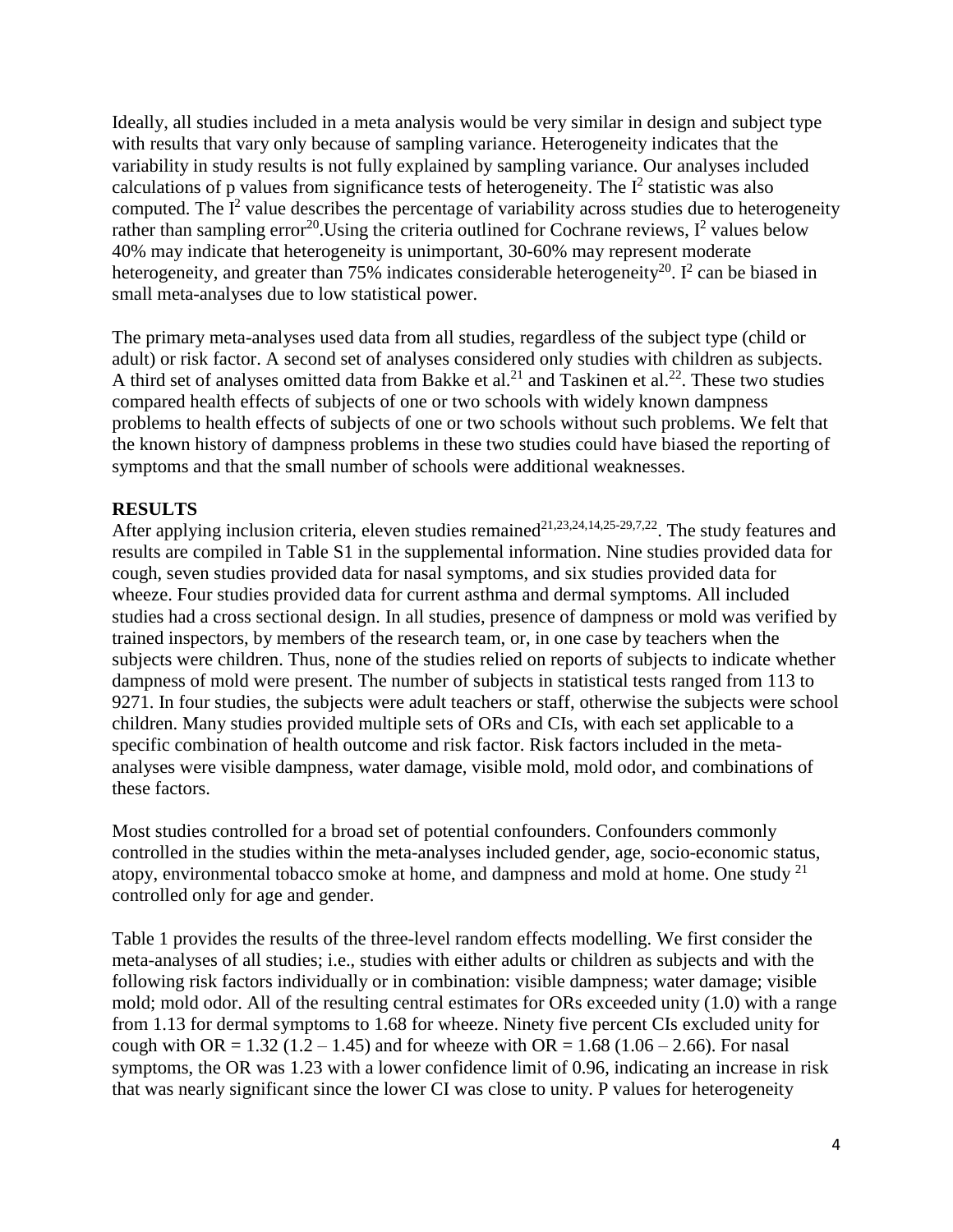Ideally, all studies included in a meta analysis would be very similar in design and subject type with results that vary only because of sampling variance. Heterogeneity indicates that the variability in study results is not fully explained by sampling variance. Our analyses included calculations of p values from significance tests of heterogeneity. The $I^2$ statistic was also computed. The $I^2$ value describes the percentage of variability across studies due to heterogeneity rather than sampling error[20].Using the criteria outlined for Cochrane reviews, $I^2$ values below 40% may indicate that heterogeneity is unimportant, 30-60% may represent moderate heterogeneity, and greater than 75% indicates considerable heterogeneity[20]. $I^2$ can be biased in small meta-analyses due to low statistical power.

The primary meta-analyses used data from all studies, regardless of the subject type (child or adult) or risk factor. A second set of analyses considered only studies with children as subjects. A third set of analyses omitted data from Bakke et al.[21] and Taskinen et al.[22]. These two studies compared health effects of subjects of one or two schools with widely known dampness problems to health effects of subjects of one or two schools without such problems. We felt that the known history of dampness problems in these two studies could have biased the reporting of symptoms and that the small number of schools were additional weaknesses.

## RESULTS

After applying inclusion criteria, eleven studies remained[21,23,24,14,25-29,7,22]. The study features and results are compiled in Table S1 in the supplemental information. Nine studies provided data for cough, seven studies provided data for nasal symptoms, and six studies provided data for wheeze. Four studies provided data for current asthma and dermal symptoms. All included studies had a cross sectional design. In all studies, presence of dampness or mold was verified by trained inspectors, by members of the research team, or, in one case by teachers when the subjects were children. Thus, none of the studies relied on reports of subjects to indicate whether dampness of mold were present. The number of subjects in statistical tests ranged from 113 to 9271. In four studies, the subjects were adult teachers or staff, otherwise the subjects were school children. Many studies provided multiple sets of ORs and CIs, with each set applicable to a specific combination of health outcome and risk factor. Risk factors included in the meta-analyses were visible dampness, water damage, visible mold, mold odor, and combinations of these factors.

Most studies controlled for a broad set of potential confounders. Confounders commonly controlled in the studies within the meta-analyses included gender, age, socio-economic status, atopy, environmental tobacco smoke at home, and dampness and mold at home. One study [21] controlled only for age and gender.

Table 1 provides the results of the three-level random effects modelling. We first consider the meta-analyses of all studies; i.e., studies with either adults or children as subjects and with the following risk factors individually or in combination: visible dampness; water damage; visible mold; mold odor. All of the resulting central estimates for ORs exceeded unity (1.0) with a range from 1.13 for dermal symptoms to 1.68 for wheeze. Ninety five percent CIs excluded unity for cough with OR = 1.32 (1.2 – 1.45) and for wheeze with OR = 1.68 (1.06 – 2.66). For nasal symptoms, the OR was 1.23 with a lower confidence limit of 0.96, indicating an increase in risk that was nearly significant since the lower CI was close to unity. P values for heterogeneity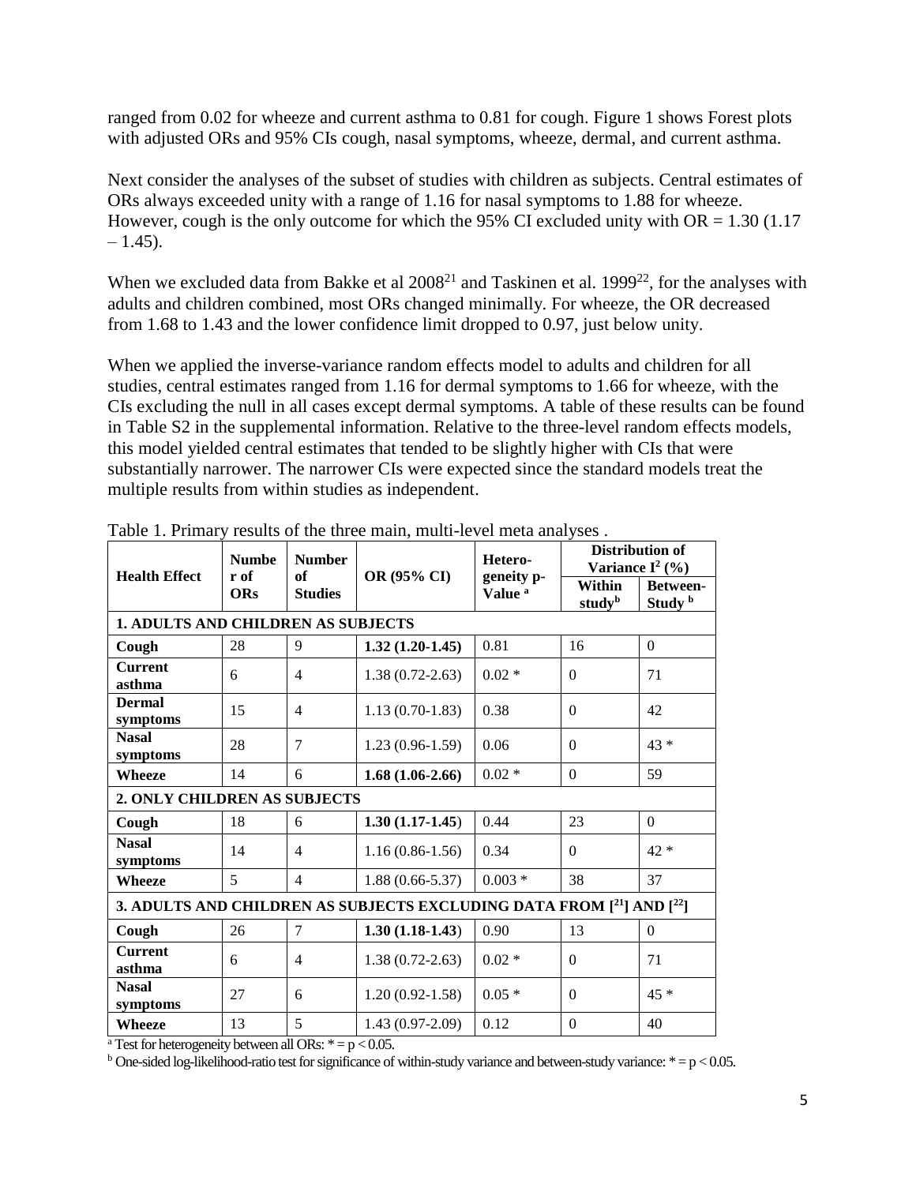ranged from 0.02 for wheeze and current asthma to 0.81 for cough. Figure 1 shows Forest plots with adjusted ORs and 95% CIs cough, nasal symptoms, wheeze, dermal, and current asthma.

Next consider the analyses of the subset of studies with children as subjects. Central estimates of ORs always exceeded unity with a range of 1.16 for nasal symptoms to 1.88 for wheeze. However, cough is the only outcome for which the 95% CI excluded unity with OR = 1.30 (1.17 – 1.45).

When we excluded data from Bakke et al 2008[21] and Taskinen et al. 1999[22], for the analyses with adults and children combined, most ORs changed minimally. For wheeze, the OR decreased from 1.68 to 1.43 and the lower confidence limit dropped to 0.97, just below unity.

When we applied the inverse-variance random effects model to adults and children for all studies, central estimates ranged from 1.16 for dermal symptoms to 1.66 for wheeze, with the CIs excluding the null in all cases except dermal symptoms. A table of these results can be found in Table S2 in the supplemental information. Relative to the three-level random effects models, this model yielded central estimates that tended to be slightly higher with CIs that were substantially narrower. The narrower CIs were expected since the standard models treat the multiple results from within studies as independent.

Table 1. Primary results of the three main, multi-level meta analyses .

| Health Effect | Number of ORs | Number of Studies | OR (95% CI) | Heterogeneity p-Value [a] | Distribution of Variance $I^2$ (%) | |
|---|---|---|---|---|---|---|
| | | | | | Within study[b] | Between-Study [b] |
| **1. ADULTS AND CHILDREN AS SUBJECTS** | | | | | | |
| **Cough** | 28 | 9 | **1.32 (1.20-1.45)** | 0.81 | 16 | 0 |
| **Current asthma** | 6 | 4 | 1.38 (0.72-2.63) | 0.02 * | 0 | 71 |
| **Dermal symptoms** | 15 | 4 | 1.13 (0.70-1.83) | 0.38 | 0 | 42 |
| **Nasal symptoms** | 28 | 7 | 1.23 (0.96-1.59) | 0.06 | 0 | 43 * |
| **Wheeze** | 14 | 6 | **1.68 (1.06-2.66)** | 0.02 * | 0 | 59 |
| **2. ONLY CHILDREN AS SUBJECTS** | | | | | | |
| **Cough** | 18 | 6 | **1.30 (1.17-1.45)** | 0.44 | 23 | 0 |
| **Nasal symptoms** | 14 | 4 | 1.16 (0.86-1.56) | 0.34 | 0 | 42 * |
| **Wheeze** | 5 | 4 | 1.88 (0.66-5.37) | 0.003 * | 38 | 37 |
| **3. ADULTS AND CHILDREN AS SUBJECTS EXCLUDING DATA FROM [21] AND [22]** | | | | | | |
| **Cough** | 26 | 7 | **1.30 (1.18-1.43)** | 0.90 | 13 | 0 |
| **Current asthma** | 6 | 4 | 1.38 (0.72-2.63) | 0.02 * | 0 | 71 |
| **Nasal symptoms** | 27 | 6 | 1.20 (0.92-1.58) | 0.05 * | 0 | 45 * |
| **Wheeze** | 13 | 5 | 1.43 (0.97-2.09) | 0.12 | 0 | 40 |

[a] Test for heterogeneity between all ORs: * = $p < 0.05$.

[b] One-sided log-likelihood-ratio test for significance of within-study variance and between-study variance: * = $p < 0.05$.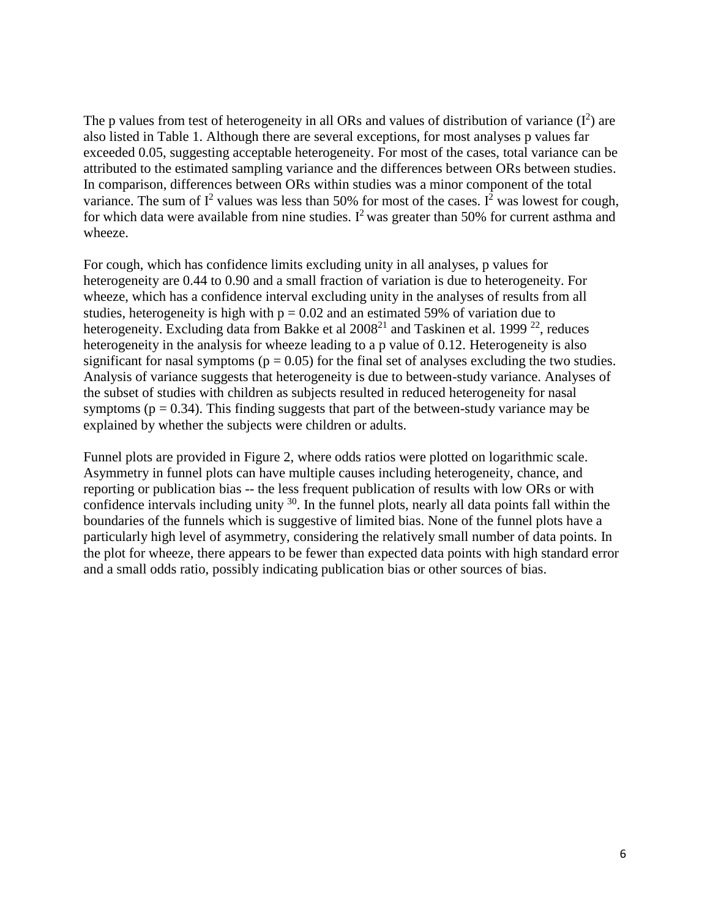The p values from test of heterogeneity in all ORs and values of distribution of variance ($I^2$) are also listed in Table 1. Although there are several exceptions, for most analyses p values far exceeded 0.05, suggesting acceptable heterogeneity. For most of the cases, total variance can be attributed to the estimated sampling variance and the differences between ORs between studies. In comparison, differences between ORs within studies was a minor component of the total variance. The sum of $I^2$ values was less than 50% for most of the cases. $I^2$ was lowest for cough, for which data were available from nine studies. $I^2$ was greater than 50% for current asthma and wheeze.

For cough, which has confidence limits excluding unity in all analyses, p values for heterogeneity are 0.44 to 0.90 and a small fraction of variation is due to heterogeneity. For wheeze, which has a confidence interval excluding unity in the analyses of results from all studies, heterogeneity is high with $p = 0.02$ and an estimated 59% of variation due to heterogeneity. Excluding data from Bakke et al 2008[21] and Taskinen et al. 1999 [22], reduces heterogeneity in the analysis for wheeze leading to a p value of 0.12. Heterogeneity is also significant for nasal symptoms ($p = 0.05$) for the final set of analyses excluding the two studies. Analysis of variance suggests that heterogeneity is due to between-study variance. Analyses of the subset of studies with children as subjects resulted in reduced heterogeneity for nasal symptoms ($p = 0.34$). This finding suggests that part of the between-study variance may be explained by whether the subjects were children or adults.

Funnel plots are provided in Figure 2, where odds ratios were plotted on logarithmic scale. Asymmetry in funnel plots can have multiple causes including heterogeneity, chance, and reporting or publication bias -- the less frequent publication of results with low ORs or with confidence intervals including unity [30]. In the funnel plots, nearly all data points fall within the boundaries of the funnels which is suggestive of limited bias. None of the funnel plots have a particularly high level of asymmetry, considering the relatively small number of data points. In the plot for wheeze, there appears to be fewer than expected data points with high standard error and a small odds ratio, possibly indicating publication bias or other sources of bias.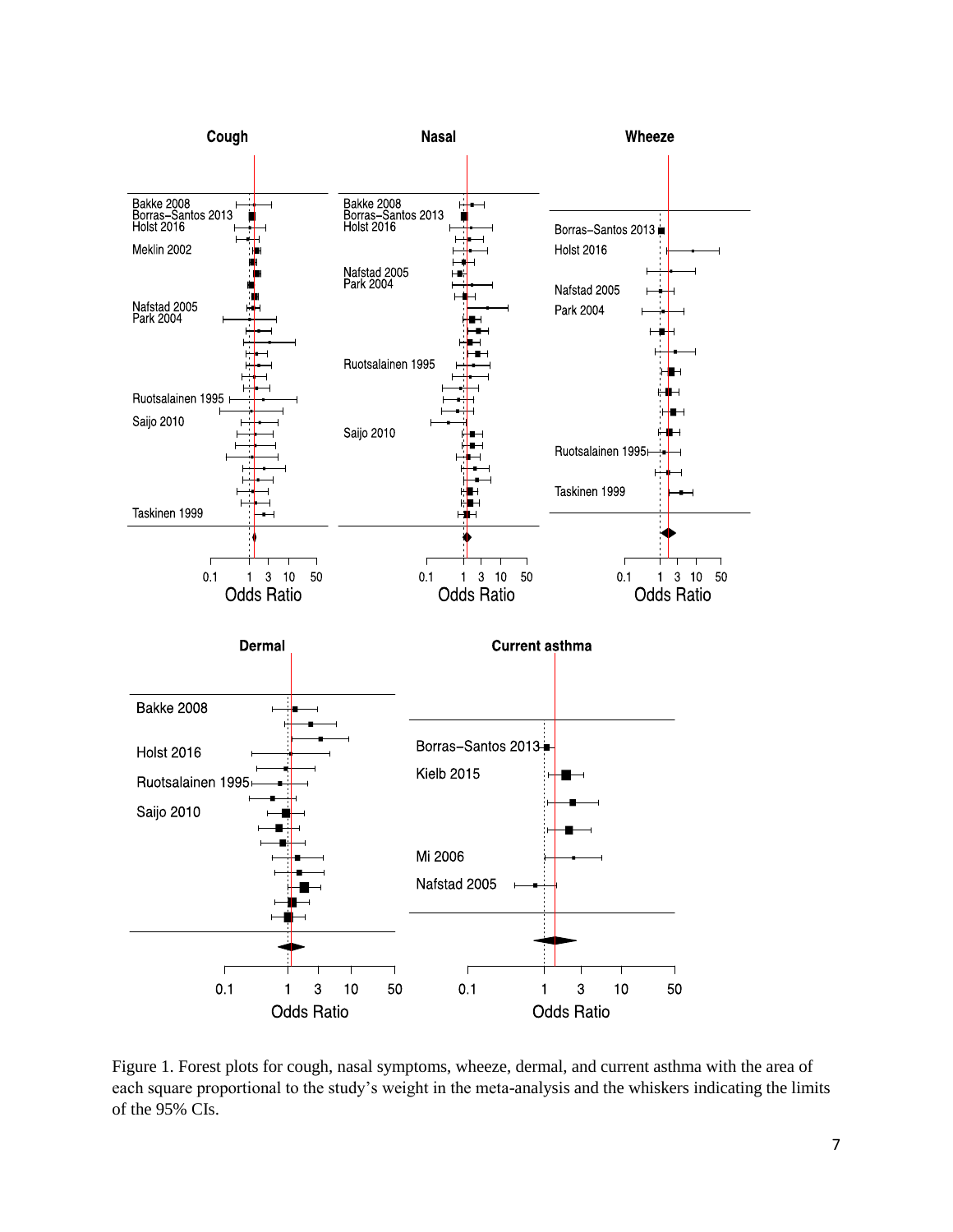Figure 1. Forest plots for cough, nasal symptoms, wheeze, dermal, and current asthma with the area of each square proportional to the study's weight in the meta-analysis and the whiskers indicating the limits of the 95% CIs.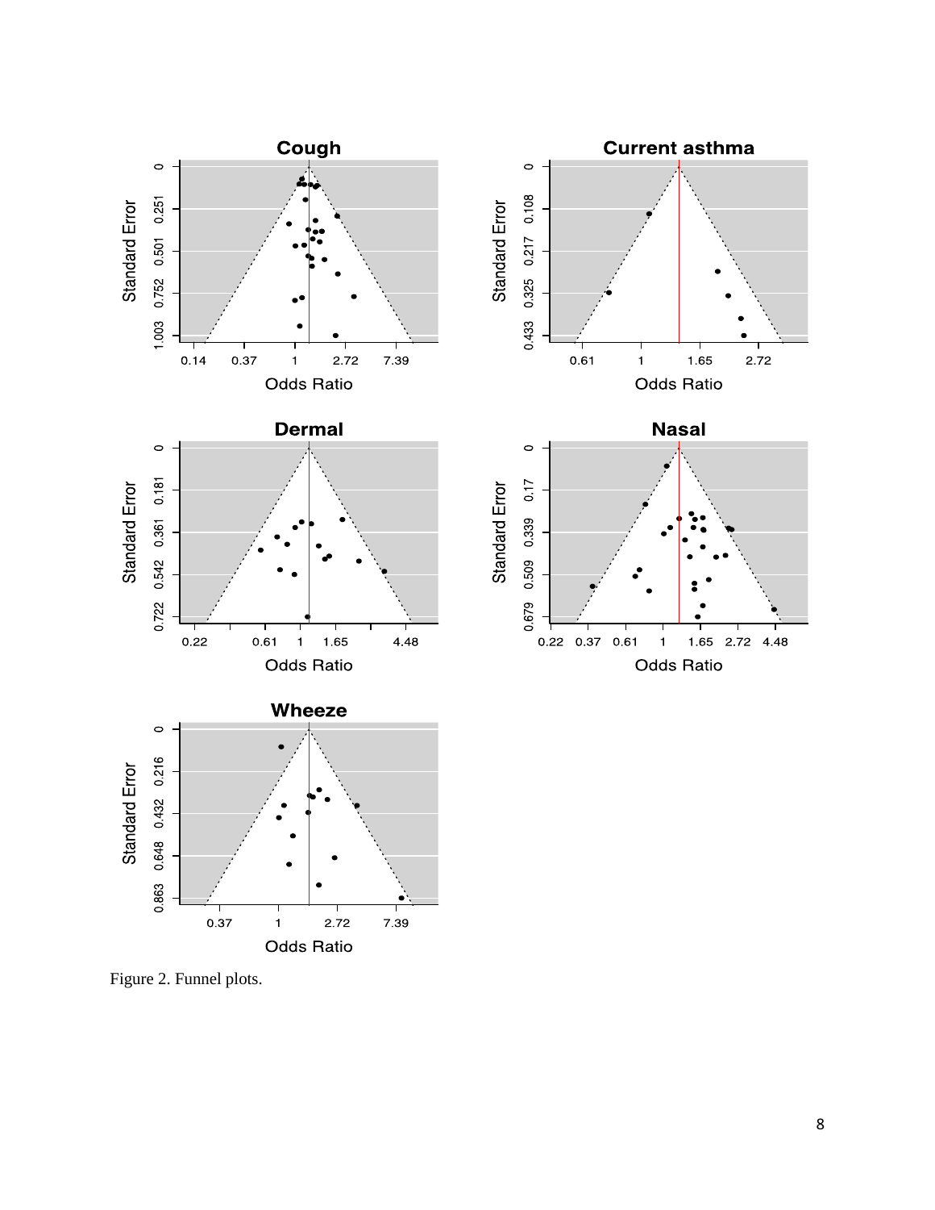Figure 2. Funnel plots.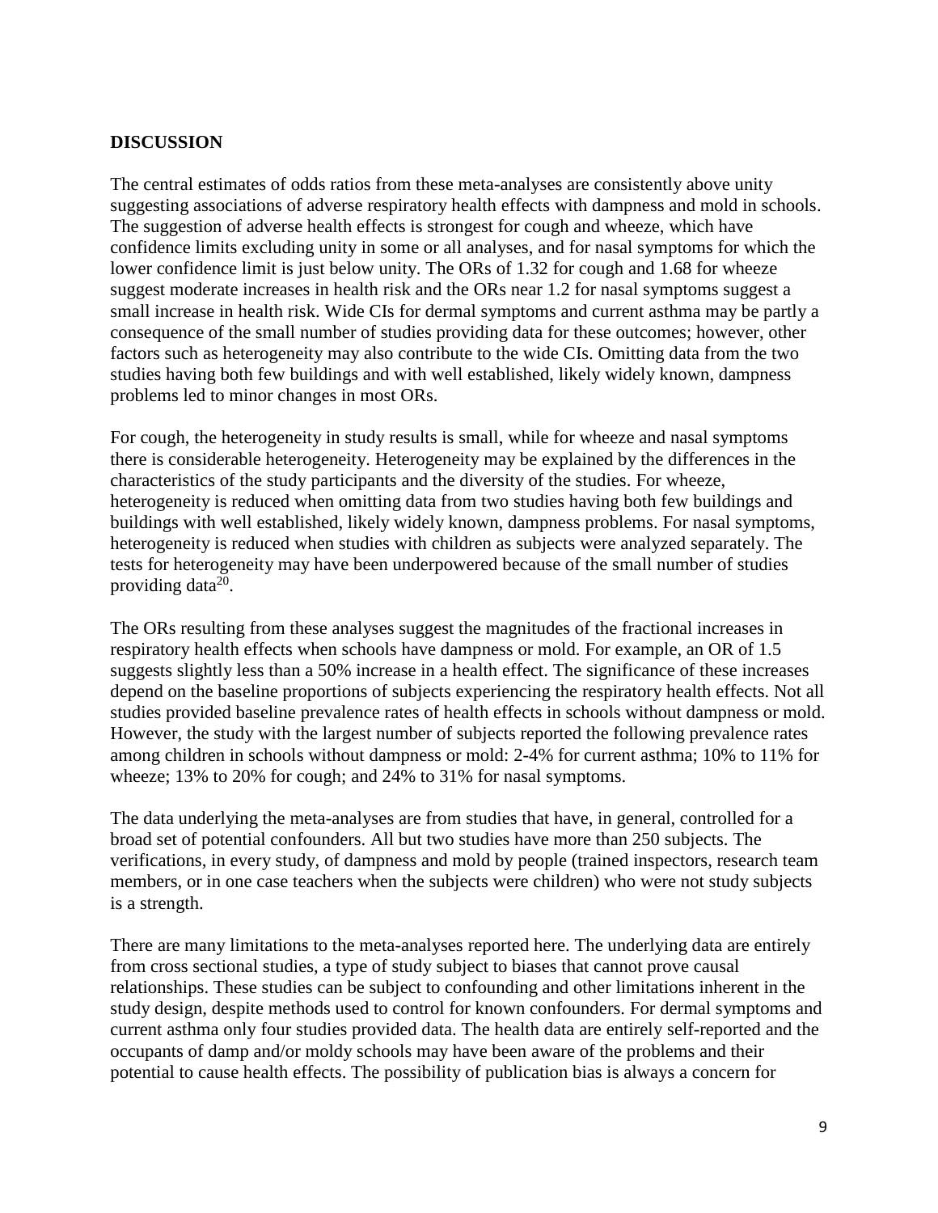## DISCUSSION

The central estimates of odds ratios from these meta-analyses are consistently above unity suggesting associations of adverse respiratory health effects with dampness and mold in schools. The suggestion of adverse health effects is strongest for cough and wheeze, which have confidence limits excluding unity in some or all analyses, and for nasal symptoms for which the lower confidence limit is just below unity. The ORs of 1.32 for cough and 1.68 for wheeze suggest moderate increases in health risk and the ORs near 1.2 for nasal symptoms suggest a small increase in health risk. Wide CIs for dermal symptoms and current asthma may be partly a consequence of the small number of studies providing data for these outcomes; however, other factors such as heterogeneity may also contribute to the wide CIs. Omitting data from the two studies having both few buildings and with well established, likely widely known, dampness problems led to minor changes in most ORs.

For cough, the heterogeneity in study results is small, while for wheeze and nasal symptoms there is considerable heterogeneity. Heterogeneity may be explained by the differences in the characteristics of the study participants and the diversity of the studies. For wheeze, heterogeneity is reduced when omitting data from two studies having both few buildings and buildings with well established, likely widely known, dampness problems. For nasal symptoms, heterogeneity is reduced when studies with children as subjects were analyzed separately. The tests for heterogeneity may have been underpowered because of the small number of studies providing data[20].

The ORs resulting from these analyses suggest the magnitudes of the fractional increases in respiratory health effects when schools have dampness or mold. For example, an OR of 1.5 suggests slightly less than a 50% increase in a health effect. The significance of these increases depend on the baseline proportions of subjects experiencing the respiratory health effects. Not all studies provided baseline prevalence rates of health effects in schools without dampness or mold. However, the study with the largest number of subjects reported the following prevalence rates among children in schools without dampness or mold: 2-4% for current asthma; 10% to 11% for wheeze; 13% to 20% for cough; and 24% to 31% for nasal symptoms.

The data underlying the meta-analyses are from studies that have, in general, controlled for a broad set of potential confounders. All but two studies have more than 250 subjects. The verifications, in every study, of dampness and mold by people (trained inspectors, research team members, or in one case teachers when the subjects were children) who were not study subjects is a strength.

There are many limitations to the meta-analyses reported here. The underlying data are entirely from cross sectional studies, a type of study subject to biases that cannot prove causal relationships. These studies can be subject to confounding and other limitations inherent in the study design, despite methods used to control for known confounders. For dermal symptoms and current asthma only four studies provided data. The health data are entirely self-reported and the occupants of damp and/or moldy schools may have been aware of the problems and their potential to cause health effects. The possibility of publication bias is always a concern for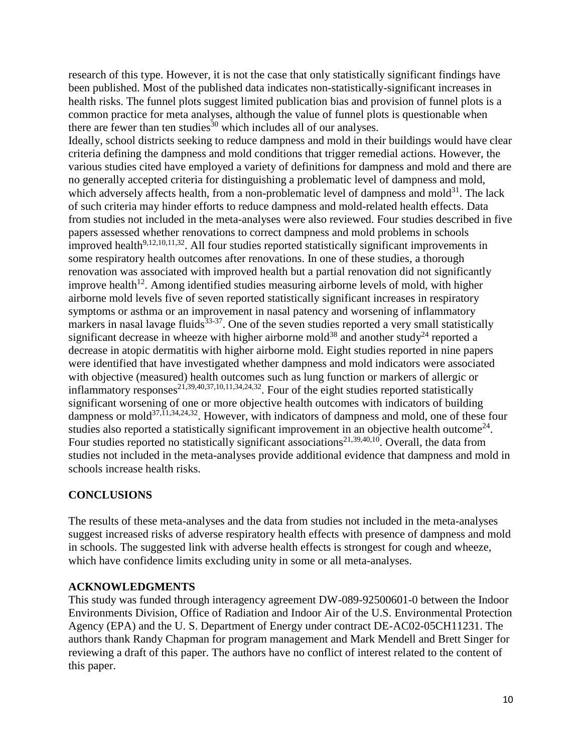research of this type. However, it is not the case that only statistically significant findings have been published. Most of the published data indicates non-statistically-significant increases in health risks. The funnel plots suggest limited publication bias and provision of funnel plots is a common practice for meta analyses, although the value of funnel plots is questionable when there are fewer than ten studies[30] which includes all of our analyses.

Ideally, school districts seeking to reduce dampness and mold in their buildings would have clear criteria defining the dampness and mold conditions that trigger remedial actions. However, the various studies cited have employed a variety of definitions for dampness and mold and there are no generally accepted criteria for distinguishing a problematic level of dampness and mold, which adversely affects health, from a non-problematic level of dampness and mold[31]. The lack of such criteria may hinder efforts to reduce dampness and mold-related health effects. Data from studies not included in the meta-analyses were also reviewed. Four studies described in five papers assessed whether renovations to correct dampness and mold problems in schools improved health[9,12,10,11,32]. All four studies reported statistically significant improvements in some respiratory health outcomes after renovations. In one of these studies, a thorough renovation was associated with improved health but a partial renovation did not significantly improve health[12]. Among identified studies measuring airborne levels of mold, with higher airborne mold levels five of seven reported statistically significant increases in respiratory symptoms or asthma or an improvement in nasal patency and worsening of inflammatory markers in nasal lavage fluids[33-37]. One of the seven studies reported a very small statistically significant decrease in wheeze with higher airborne mold[38] and another study[24] reported a decrease in atopic dermatitis with higher airborne mold. Eight studies reported in nine papers were identified that have investigated whether dampness and mold indicators were associated with objective (measured) health outcomes such as lung function or markers of allergic or inflammatory responses[21,39,40,37,10,11,34,24,32]. Four of the eight studies reported statistically significant worsening of one or more objective health outcomes with indicators of building dampness or mold[37,11,34,24,32]. However, with indicators of dampness and mold, one of these four studies also reported a statistically significant improvement in an objective health outcome[24]. Four studies reported no statistically significant associations[21,39,40,10]. Overall, the data from studies not included in the meta-analyses provide additional evidence that dampness and mold in schools increase health risks.

## CONCLUSIONS

The results of these meta-analyses and the data from studies not included in the meta-analyses suggest increased risks of adverse respiratory health effects with presence of dampness and mold in schools. The suggested link with adverse health effects is strongest for cough and wheeze, which have confidence limits excluding unity in some or all meta-analyses.

## ACKNOWLEDGMENTS

This study was funded through interagency agreement DW-089-92500601-0 between the Indoor Environments Division, Office of Radiation and Indoor Air of the U.S. Environmental Protection Agency (EPA) and the U. S. Department of Energy under contract DE-AC02-05CH11231. The authors thank Randy Chapman for program management and Mark Mendell and Brett Singer for reviewing a draft of this paper. The authors have no conflict of interest related to the content of this paper.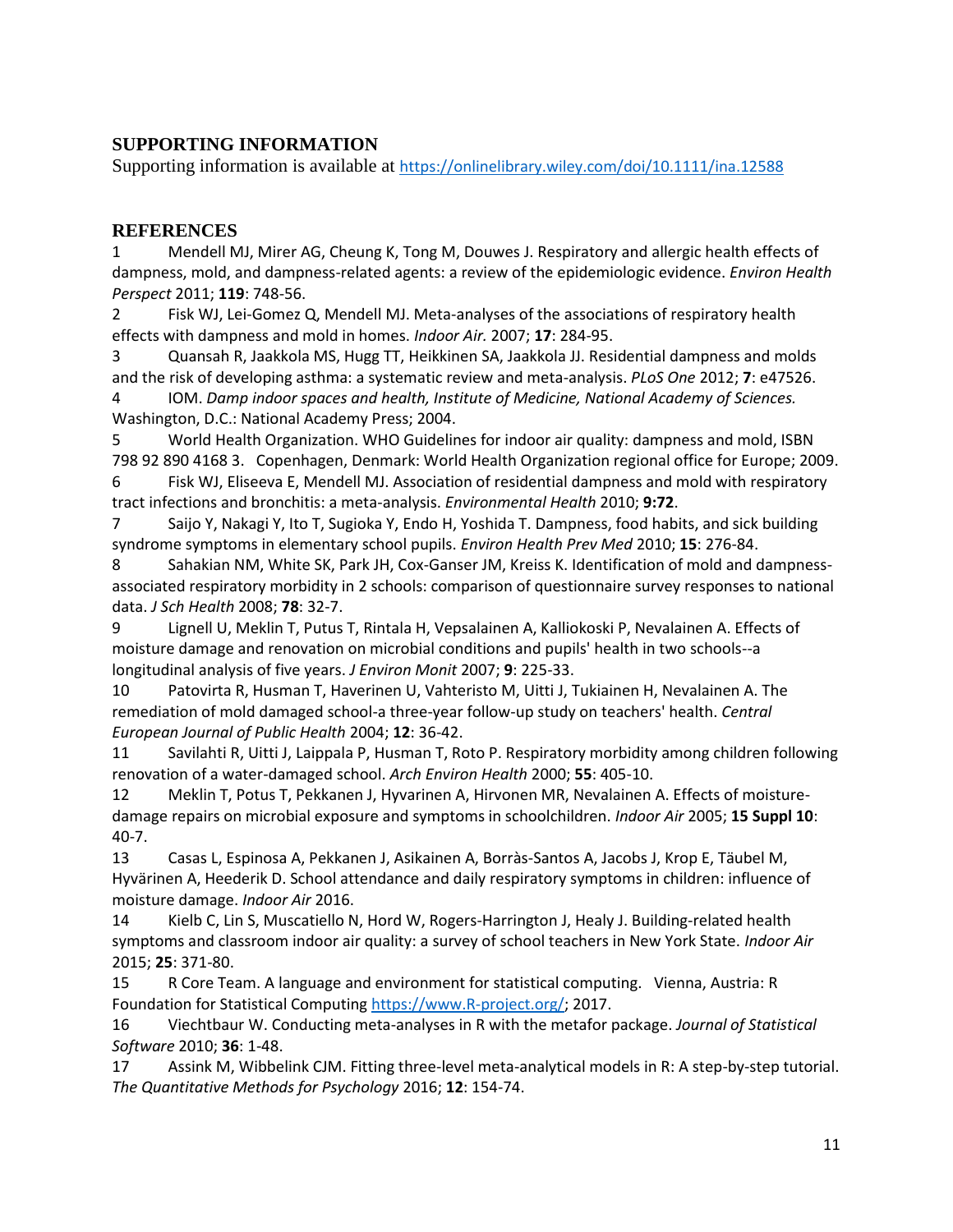## SUPPORTING INFORMATION

Supporting information is available at https://onlinelibrary.wiley.com/doi/10.1111/ina.12588

## REFERENCES

1 Mendell MJ, Mirer AG, Cheung K, Tong M, Douwes J. Respiratory and allergic health effects of dampness, mold, and dampness-related agents: a review of the epidemiologic evidence. *Environ Health Perspect* 2011; **119**: 748-56.

2 Fisk WJ, Lei-Gomez Q, Mendell MJ. Meta-analyses of the associations of respiratory health effects with dampness and mold in homes. *Indoor Air.* 2007; **17**: 284-95.

3 Quansah R, Jaakkola MS, Hugg TT, Heikkinen SA, Jaakkola JJ. Residential dampness and molds and the risk of developing asthma: a systematic review and meta-analysis. *PLoS One* 2012; **7**: e47526.

4 IOM. *Damp indoor spaces and health, Institute of Medicine, National Academy of Sciences.* Washington, D.C.: National Academy Press; 2004.

5 World Health Organization. WHO Guidelines for indoor air quality: dampness and mold, ISBN 798 92 890 4168 3. Copenhagen, Denmark: World Health Organization regional office for Europe; 2009.

6 Fisk WJ, Eliseeva E, Mendell MJ. Association of residential dampness and mold with respiratory tract infections and bronchitis: a meta-analysis. *Environmental Health* 2010; **9:72**.

7 Saijo Y, Nakagi Y, Ito T, Sugioka Y, Endo H, Yoshida T. Dampness, food habits, and sick building syndrome symptoms in elementary school pupils. *Environ Health Prev Med* 2010; **15**: 276-84.

8 Sahakian NM, White SK, Park JH, Cox-Ganser JM, Kreiss K. Identification of mold and dampness-associated respiratory morbidity in 2 schools: comparison of questionnaire survey responses to national data. *J Sch Health* 2008; **78**: 32-7.

9 Lignell U, Meklin T, Putus T, Rintala H, Vepsalainen A, Kalliokoski P, Nevalainen A. Effects of moisture damage and renovation on microbial conditions and pupils' health in two schools--a longitudinal analysis of five years. *J Environ Monit* 2007; **9**: 225-33.

10 Patovirta R, Husman T, Haverinen U, Vahteristo M, Uitti J, Tukiainen H, Nevalainen A. The remediation of mold damaged school-a three-year follow-up study on teachers' health. *Central European Journal of Public Health* 2004; **12**: 36-42.

11 Savilahti R, Uitti J, Laippala P, Husman T, Roto P. Respiratory morbidity among children following renovation of a water-damaged school. *Arch Environ Health* 2000; **55**: 405-10.

12 Meklin T, Potus T, Pekkanen J, Hyvarinen A, Hirvonen MR, Nevalainen A. Effects of moisture-damage repairs on microbial exposure and symptoms in schoolchildren. *Indoor Air* 2005; **15 Suppl 10**: 40-7.

13 Casas L, Espinosa A, Pekkanen J, Asikainen A, Borràs-Santos A, Jacobs J, Krop E, Täubel M, Hyvärinen A, Heederik D. School attendance and daily respiratory symptoms in children: influence of moisture damage. *Indoor Air* 2016.

14 Kielb C, Lin S, Muscatiello N, Hord W, Rogers-Harrington J, Healy J. Building-related health symptoms and classroom indoor air quality: a survey of school teachers in New York State. *Indoor Air* 2015; **25**: 371-80.

15 R Core Team. A language and environment for statistical computing. Vienna, Austria: R Foundation for Statistical Computing https://www.R-project.org/; 2017.

16 Viechtbaur W. Conducting meta-analyses in R with the metafor package. *Journal of Statistical Software* 2010; **36**: 1-48.

17 Assink M, Wibbelink CJM. Fitting three-level meta-analytical models in R: A step-by-step tutorial. *The Quantitative Methods for Psychology* 2016; **12**: 154-74.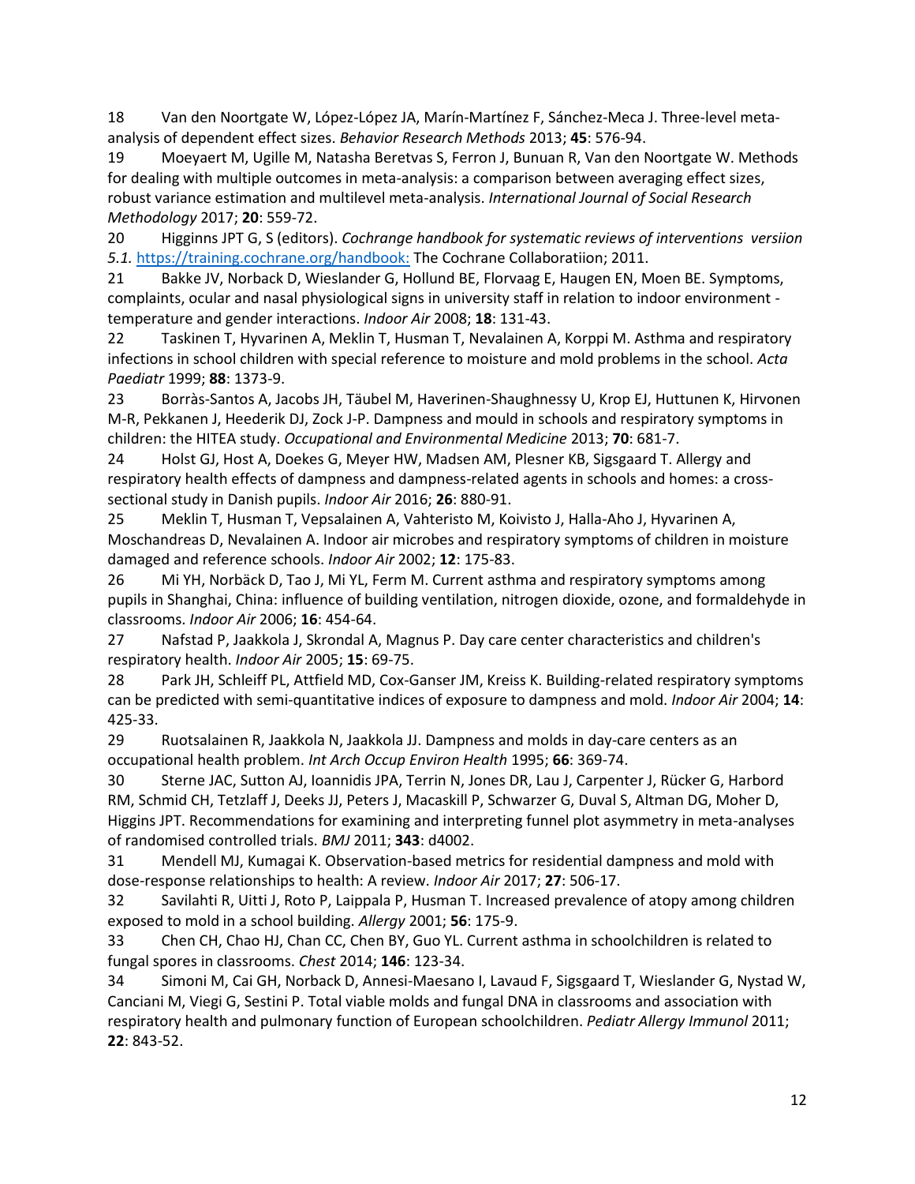18 Van den Noortgate W, López-López JA, Marín-Martínez F, Sánchez-Meca J. Three-level meta-analysis of dependent effect sizes. *Behavior Research Methods* 2013; **45**: 576-94.

19 Moeyaert M, Ugille M, Natasha Beretvas S, Ferron J, Bunuan R, Van den Noortgate W. Methods for dealing with multiple outcomes in meta-analysis: a comparison between averaging effect sizes, robust variance estimation and multilevel meta-analysis. *International Journal of Social Research Methodology* 2017; **20**: 559-72.

20 Higginns JPT G, S (editors). *Cochrange handbook for systematic reviews of interventions versiion 5.1.* https://training.cochrane.org/handbook: The Cochrane Collaboratiion; 2011.

21 Bakke JV, Norback D, Wieslander G, Hollund BE, Florvaag E, Haugen EN, Moen BE. Symptoms, complaints, ocular and nasal physiological signs in university staff in relation to indoor environment - temperature and gender interactions. *Indoor Air* 2008; **18**: 131-43.

22 Taskinen T, Hyvarinen A, Meklin T, Husman T, Nevalainen A, Korppi M. Asthma and respiratory infections in school children with special reference to moisture and mold problems in the school. *Acta Paediatr* 1999; **88**: 1373-9.

23 Borràs-Santos A, Jacobs JH, Täubel M, Haverinen-Shaughnessy U, Krop EJ, Huttunen K, Hirvonen M-R, Pekkanen J, Heederik DJ, Zock J-P. Dampness and mould in schools and respiratory symptoms in children: the HITEA study. *Occupational and Environmental Medicine* 2013; **70**: 681-7.

24 Holst GJ, Host A, Doekes G, Meyer HW, Madsen AM, Plesner KB, Sigsgaard T. Allergy and respiratory health effects of dampness and dampness-related agents in schools and homes: a cross-sectional study in Danish pupils. *Indoor Air* 2016; **26**: 880-91.

25 Meklin T, Husman T, Vepsalainen A, Vahteristo M, Koivisto J, Halla-Aho J, Hyvarinen A, Moschandreas D, Nevalainen A. Indoor air microbes and respiratory symptoms of children in moisture damaged and reference schools. *Indoor Air* 2002; **12**: 175-83.

26 Mi YH, Norbäck D, Tao J, Mi YL, Ferm M. Current asthma and respiratory symptoms among pupils in Shanghai, China: influence of building ventilation, nitrogen dioxide, ozone, and formaldehyde in classrooms. *Indoor Air* 2006; **16**: 454-64.

27 Nafstad P, Jaakkola J, Skrondal A, Magnus P. Day care center characteristics and children's respiratory health. *Indoor Air* 2005; **15**: 69-75.

28 Park JH, Schleiff PL, Attfield MD, Cox-Ganser JM, Kreiss K. Building-related respiratory symptoms can be predicted with semi-quantitative indices of exposure to dampness and mold. *Indoor Air* 2004; **14**: 425-33.

29 Ruotsalainen R, Jaakkola N, Jaakkola JJ. Dampness and molds in day-care centers as an occupational health problem. *Int Arch Occup Environ Health* 1995; **66**: 369-74.

30 Sterne JAC, Sutton AJ, Ioannidis JPA, Terrin N, Jones DR, Lau J, Carpenter J, Rücker G, Harbord RM, Schmid CH, Tetzlaff J, Deeks JJ, Peters J, Macaskill P, Schwarzer G, Duval S, Altman DG, Moher D, Higgins JPT. Recommendations for examining and interpreting funnel plot asymmetry in meta-analyses of randomised controlled trials. *BMJ* 2011; **343**: d4002.

31 Mendell MJ, Kumagai K. Observation-based metrics for residential dampness and mold with dose-response relationships to health: A review. *Indoor Air* 2017; **27**: 506-17.

32 Savilahti R, Uitti J, Roto P, Laippala P, Husman T. Increased prevalence of atopy among children exposed to mold in a school building. *Allergy* 2001; **56**: 175-9.

33 Chen CH, Chao HJ, Chan CC, Chen BY, Guo YL. Current asthma in schoolchildren is related to fungal spores in classrooms. *Chest* 2014; **146**: 123-34.

34 Simoni M, Cai GH, Norback D, Annesi-Maesano I, Lavaud F, Sigsgaard T, Wieslander G, Nystad W, Canciani M, Viegi G, Sestini P. Total viable molds and fungal DNA in classrooms and association with respiratory health and pulmonary function of European schoolchildren. *Pediatr Allergy Immunol* 2011; **22**: 843-52.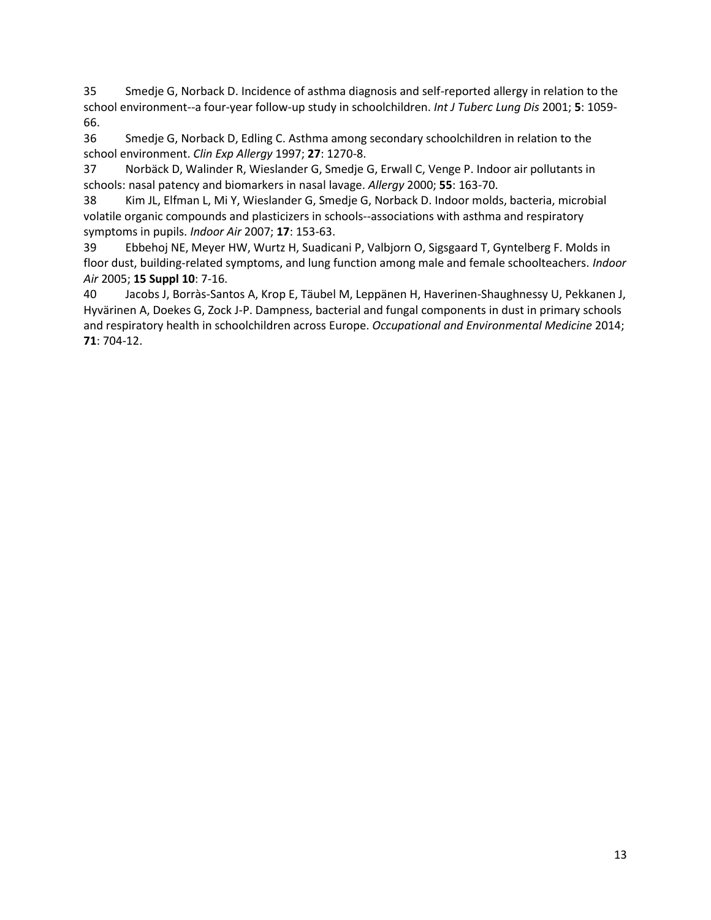35 Smedje G, Norback D. Incidence of asthma diagnosis and self-reported allergy in relation to the school environment--a four-year follow-up study in schoolchildren. *Int J Tuberc Lung Dis* 2001; **5**: 1059-66.

36 Smedje G, Norback D, Edling C. Asthma among secondary schoolchildren in relation to the school environment. *Clin Exp Allergy* 1997; **27**: 1270-8.

37 Norbäck D, Walinder R, Wieslander G, Smedje G, Erwall C, Venge P. Indoor air pollutants in schools: nasal patency and biomarkers in nasal lavage. *Allergy* 2000; **55**: 163-70.

38 Kim JL, Elfman L, Mi Y, Wieslander G, Smedje G, Norback D. Indoor molds, bacteria, microbial volatile organic compounds and plasticizers in schools--associations with asthma and respiratory symptoms in pupils. *Indoor Air* 2007; **17**: 153-63.

39 Ebbehoj NE, Meyer HW, Wurtz H, Suadicani P, Valbjorn O, Sigsgaard T, Gyntelberg F. Molds in floor dust, building-related symptoms, and lung function among male and female schoolteachers. *Indoor Air* 2005; **15 Suppl 10**: 7-16.

40 Jacobs J, Borràs-Santos A, Krop E, Täubel M, Leppänen H, Haverinen-Shaughnessy U, Pekkanen J, Hyvärinen A, Doekes G, Zock J-P. Dampness, bacterial and fungal components in dust in primary schools and respiratory health in schoolchildren across Europe. *Occupational and Environmental Medicine* 2014; **71**: 704-12.